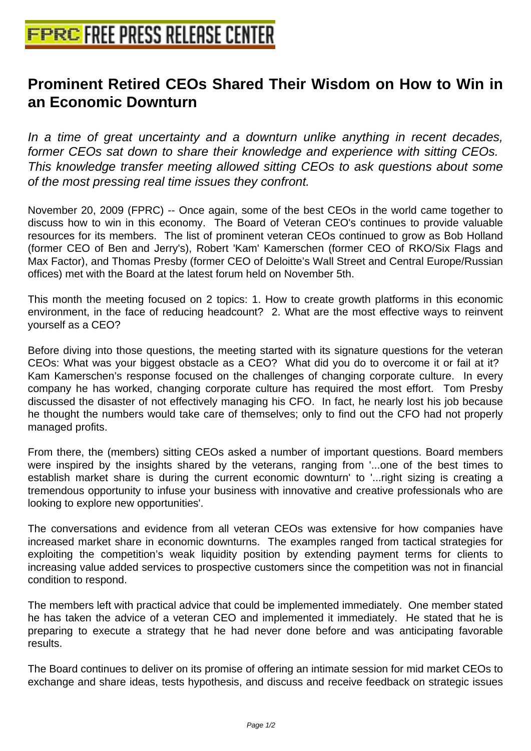# Prominent Retired CEOs Shared Their Wisdom on How to Win in an Economic Downturn

*In a time of great uncertainty and a downturn unlike anything in recent decades, former CEOs sat down to share their knowledge and experience with sitting CEOs. This knowledge transfer meeting allowed sitting CEOs to ask questions about some of the most pressing real time issues they confront.*

November 20, 2009 (FPRC) -- Once again, some of the best CEOs in the world came together to discuss how to win in this economy. The Board of Veteran CEO's continues to provide valuable resources for its members. The list of prominent veteran CEOs continued to grow as Bob Holland (former CEO of Ben and Jerry's), Robert 'Kam' Kamerschen (former CEO of RKO/Six Flags and Max Factor), and Thomas Presby (former CEO of Deloitte's Wall Street and Central Europe/Russian offices) met with the Board at the latest forum held on November 5th.

This month the meeting focused on 2 topics: 1. How to create growth platforms in this economic environment, in the face of reducing headcount? 2. What are the most effective ways to reinvent yourself as a CEO?

Before diving into those questions, the meeting started with its signature questions for the veteran CEOs: What was your biggest obstacle as a CEO? What did you do to overcome it or fail at it? Kam Kamerschen's response focused on the challenges of changing corporate culture. In every company he has worked, changing corporate culture has required the most effort. Tom Presby discussed the disaster of not effectively managing his CFO. In fact, he nearly lost his job because he thought the numbers would take care of themselves; only to find out the CFO had not properly managed profits.

From there, the (members) sitting CEOs asked a number of important questions. Board members were inspired by the insights shared by the veterans, ranging from '...one of the best times to establish market share is during the current economic downturn' to '...right sizing is creating a tremendous opportunity to infuse your business with innovative and creative professionals who are looking to explore new opportunities'.

The conversations and evidence from all veteran CEOs was extensive for how companies have increased market share in economic downturns. The examples ranged from tactical strategies for exploiting the competition's weak liquidity position by extending payment terms for clients to increasing value added services to prospective customers since the competition was not in financial condition to respond.

The members left with practical advice that could be implemented immediately. One member stated he has taken the advice of a veteran CEO and implemented it immediately. He stated that he is preparing to execute a strategy that he had never done before and was anticipating favorable results.

The Board continues to deliver on its promise of offering an intimate session for mid market CEOs to exchange and share ideas, tests hypothesis, and discuss and receive feedback on strategic issues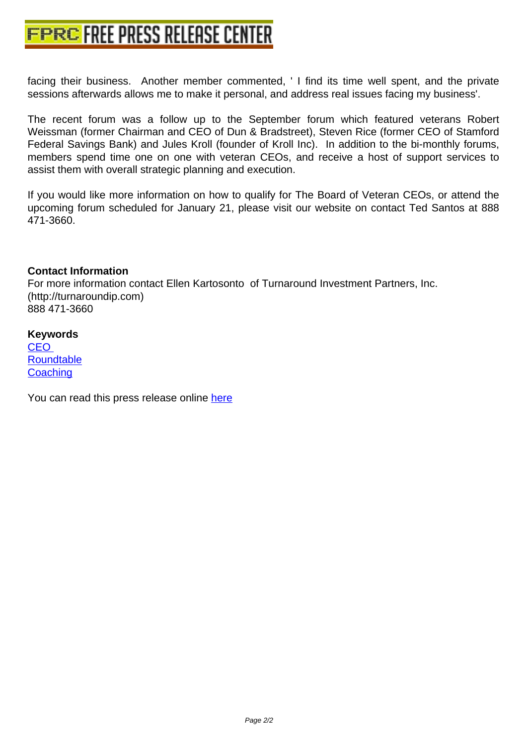facing their business.  Another member commented, ' I find its time well spent, and the private sessions afterwards allows me to make it personal, and address real issues facing my business'.

The recent forum was a follow up to the September forum which featured veterans Robert Weissman (former Chairman and CEO of Dun & Bradstreet), Steven Rice (former CEO of Stamford Federal Savings Bank) and Jules Kroll (founder of Kroll Inc).  In addition to the bi-monthly forums, members spend time one on one with veteran CEOs, and receive a host of support services to assist them with overall strategic planning and execution.

If you would like more information on how to qualify for The Board of Veteran CEOs, or attend the upcoming forum scheduled for January 21, please visit our website on contact Ted Santos at 888 471-3660.

**Contact Information**
For more information contact Ellen Kartosonto  of Turnaround Investment Partners, Inc. (http://turnaroundip.com)
888 471-3660

**Keywords**
CEO
Roundtable
Coaching

You can read this press release online here